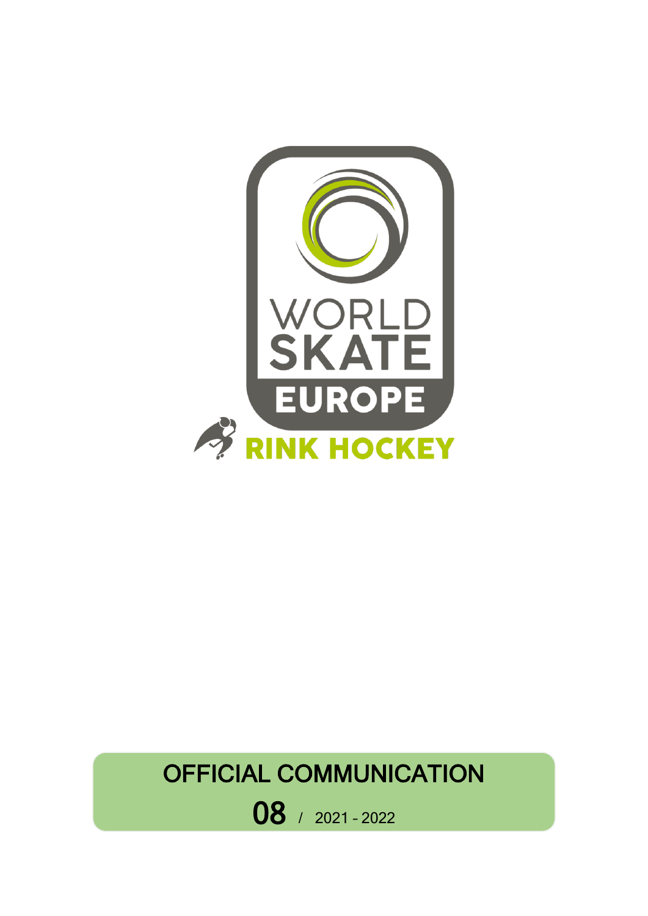WORLD SKATE EUROPE

RINK HOCKEY

# OFFICIAL COMMUNICATION

**08** / 2021 - 2022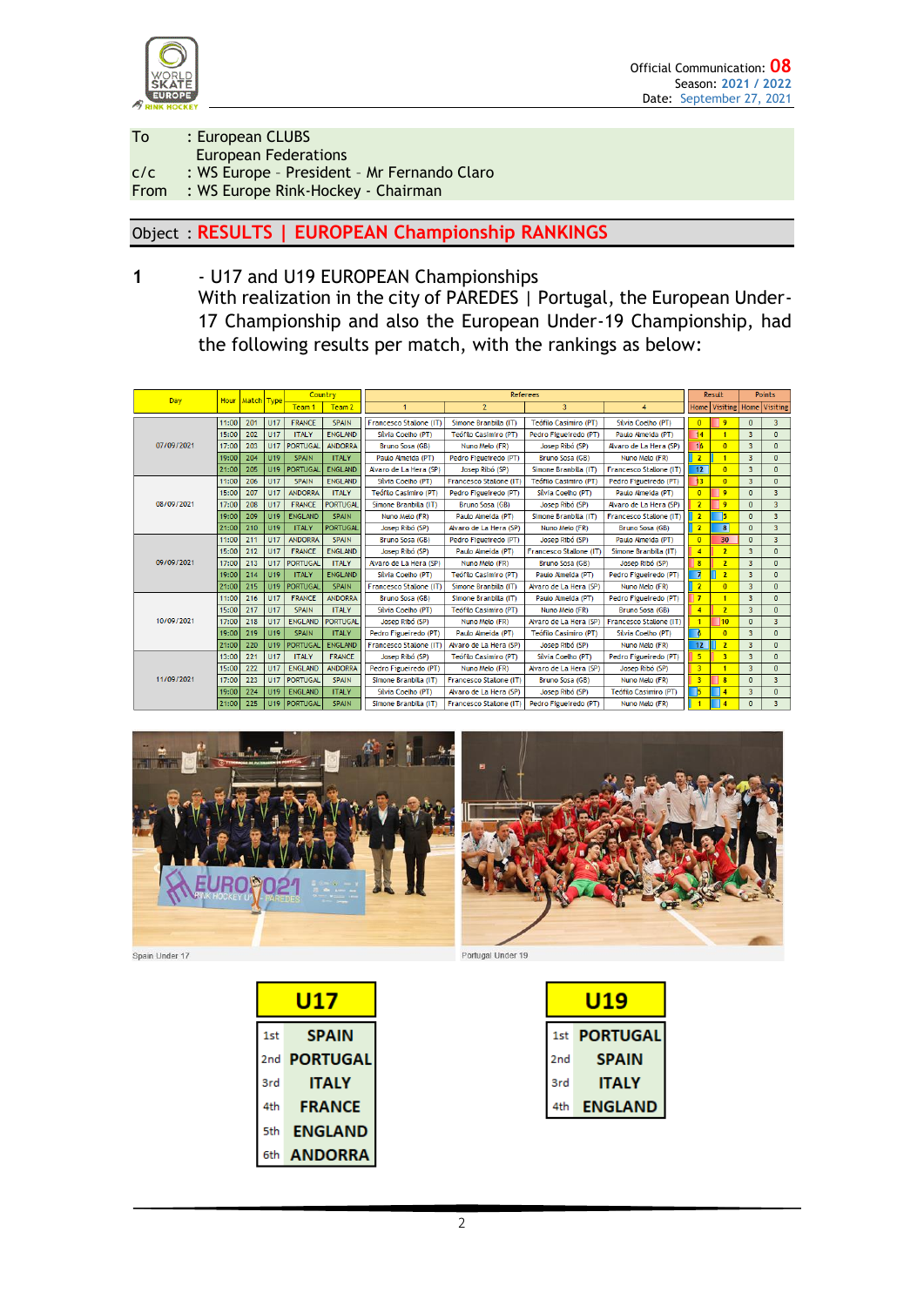Official Communication: **08**
Season: 2021 / 2022
Date: September 27, 2021

| | |
|---|---|
| To | : European CLUBS<br>European Federations |
| c/c | : WS Europe – President – Mr Fernando Claro |
| From | : WS Europe Rink-Hockey - Chairman |

## Object : RESULTS | EUROPEAN Championship RANKINGS

**1** - U17 and U19 EUROPEAN Championships

With realization in the city of PAREDES | Portugal, the European Under-17 Championship and also the European Under-19 Championship, had the following results per match, with the rankings as below:

| Day | Hour | Match | Type | Country | | Referees | | | | Result | | Points | |
|---|---|---|---|---|---|---|---|---|---|---|---|---|---|
| | | | | Team 1 | Team 2 | 1 | 2 | 3 | 4 | Home | Visiting | Home | Visiting |
| 07/09/2021 | 11:00 | 201 | U17 | FRANCE | SPAIN | Francesco Stallone (IT) | Simone Branbilla (IT) | Teófilo Casimiro (PT) | Silvia Coelho (PT) | 0 | 9 | 0 | 3 |
| | 15:00 | 202 | U17 | ITALY | ENGLAND | Silvia Coelho (PT) | Teófilo Casimiro (PT) | Pedro Figueiredo (PT) | Paulo Almeida (PT) | 14 | 1 | 3 | 0 |
| | 17:00 | 203 | U17 | PORTUGAL | ANDORRA | Bruno Sosa (GB) | Nuno Melo (FR) | Josep Ribó (SP) | Alvaro de La Hera (SP) | 16 | 0 | 3 | 0 |
| | 19:00 | 204 | U19 | SPAIN | ITALY | Paulo Almeida (PT) | Pedro Figueiredo (PT) | Bruno Sosa (GB) | Nuno Melo (FR) | 2 | 1 | 3 | 0 |
| | 21:00 | 205 | U19 | PORTUGAL | ENGLAND | Alvaro de La Hera (SP) | Josep Ribó (SP) | Simone Branbilla (IT) | Francesco Stallone (IT) | 12 | 0 | 3 | 0 |
| 08/09/2021 | 11:00 | 206 | U17 | SPAIN | ENGLAND | Silvia Coelho (PT) | Francesco Stallone (IT) | Teófilo Casimiro (PT) | Pedro Figueiredo (PT) | 13 | 0 | 3 | 0 |
| | 15:00 | 207 | U17 | ANDORRA | ITALY | Teófilo Casimiro (PT) | Pedro Figueiredo (PT) | Silvia Coelho (PT) | Paulo Almeida (PT) | 0 | 9 | 0 | 3 |
| | 17:00 | 208 | U17 | FRANCE | PORTUGAL | Simone Branbilla (IT) | Bruno Sosa (GB) | Josep Ribó (SP) | Alvaro de La Hera (SP) | 2 | 9 | 0 | 3 |
| | 19:00 | 209 | U19 | ENGLAND | SPAIN | Nuno Melo (FR) | Paulo Almeida (PT) | Simone Branbilla (IT) | Francesco Stallone (IT) | 2 | 5 | 0 | 3 |
| | 21:00 | 210 | U19 | ITALY | PORTUGAL | Josep Ribó (SP) | Alvaro de La Hera (SP) | Nuno Melo (FR) | Bruno Sosa (GB) | 2 | 8 | 0 | 3 |
| 09/09/2021 | 11:00 | 211 | U17 | ANDORRA | SPAIN | Bruno Sosa (GB) | Pedro Figueiredo (PT) | Josep Ribó (SP) | Paulo Almeida (PT) | 0 | 30 | 0 | 3 |
| | 15:00 | 212 | U17 | FRANCE | ENGLAND | Josep Ribó (SP) | Paulo Almeida (PT) | Francesco Stallone (IT) | Simone Branbilla (IT) | 4 | 2 | 3 | 0 |
| | 17:00 | 213 | U17 | PORTUGAL | ITALY | Alvaro de La Hera (SP) | Nuno Melo (FR) | Bruno Sosa (GB) | Josep Ribó (SP) | 8 | 2 | 3 | 0 |
| | 19:00 | 214 | U19 | ITALY | ENGLAND | Silvia Coelho (PT) | Teófilo Casimiro (PT) | Paulo Almeida (PT) | Pedro Figueiredo (PT) | 7 | 2 | 3 | 0 |
| | 21:00 | 215 | U19 | PORTUGAL | SPAIN | Francesco Stallone (IT) | Simone Branbilla (IT) | Alvaro de La Hera (SP) | Nuno Melo (FR) | 2 | 0 | 3 | 0 |
| 10/09/2021 | 11:00 | 216 | U17 | FRANCE | ANDORRA | Bruno Sosa (GB) | Simone Branbilla (IT) | Paulo Almeida (PT) | Pedro Figueiredo (PT) | 7 | 1 | 3 | 0 |
| | 15:00 | 217 | U17 | SPAIN | ITALY | Silvia Coelho (PT) | Teófilo Casimiro (PT) | Nuno Melo (FR) | Bruno Sosa (GB) | 4 | 2 | 3 | 0 |
| | 17:00 | 218 | U17 | ENGLAND | PORTUGAL | Josep Ribó (SP) | Nuno Melo (FR) | Alvaro de La Hera (SP) | Francesco Stallone (IT) | 1 | 10 | 0 | 3 |
| | 19:00 | 219 | U19 | SPAIN | ITALY | Pedro Figueiredo (PT) | Paulo Almeida (PT) | Teófilo Casimiro (PT) | Silvia Coelho (PT) | 6 | 0 | 3 | 0 |
| | 21:00 | 220 | U19 | PORTUGAL | ENGLAND | Francesco Stallone (IT) | Alvaro de La Hera (SP) | Josep Ribó (SP) | Nuno Melo (FR) | 12 | 2 | 3 | 0 |
| 11/09/2021 | 13:00 | 221 | U17 | ITALY | FRANCE | Josep Ribó (SP) | Teófilo Casimiro (PT) | Silvia Coelho (PT) | Pedro Figueiredo (PT) | 5 | 3 | 3 | 0 |
| | 15:00 | 222 | U17 | ENGLAND | ANDORRA | Pedro Figueiredo (PT) | Nuno Melo (FR) | Alvaro de La Hera (SP) | Josep Ribó (SP) | 3 | 1 | 3 | 0 |
| | 17:00 | 223 | U17 | PORTUGAL | SPAIN | Simone Branbilla (IT) | Francesco Stallone (IT) | Bruno Sosa (GB) | Nuno Melo (FR) | 3 | 8 | 0 | 3 |
| | 19:00 | 224 | U19 | ENGLAND | ITALY | Silvia Coelho (PT) | Alvaro de La Hera (SP) | Josep Ribó (SP) | Teófilo Casimiro (PT) | 5 | 4 | 3 | 0 |
| | 21:00 | 225 | U19 | PORTUGAL | SPAIN | Simone Branbilla (IT) | Francesco Stallone (IT) | Pedro Figueiredo (PT) | Nuno Melo (FR) | 1 | 4 | 0 | 3 |

Spain Under 17

Portugal Under 19

| U17 | |
|---|---|
| 1st | SPAIN |
| 2nd | PORTUGAL |
| 3rd | ITALY |
| 4th | FRANCE |
| 5th | ENGLAND |
| 6th | ANDORRA |

| U19 | |
|---|---|
| 1st | PORTUGAL |
| 2nd | SPAIN |
| 3rd | ITALY |
| 4th | ENGLAND |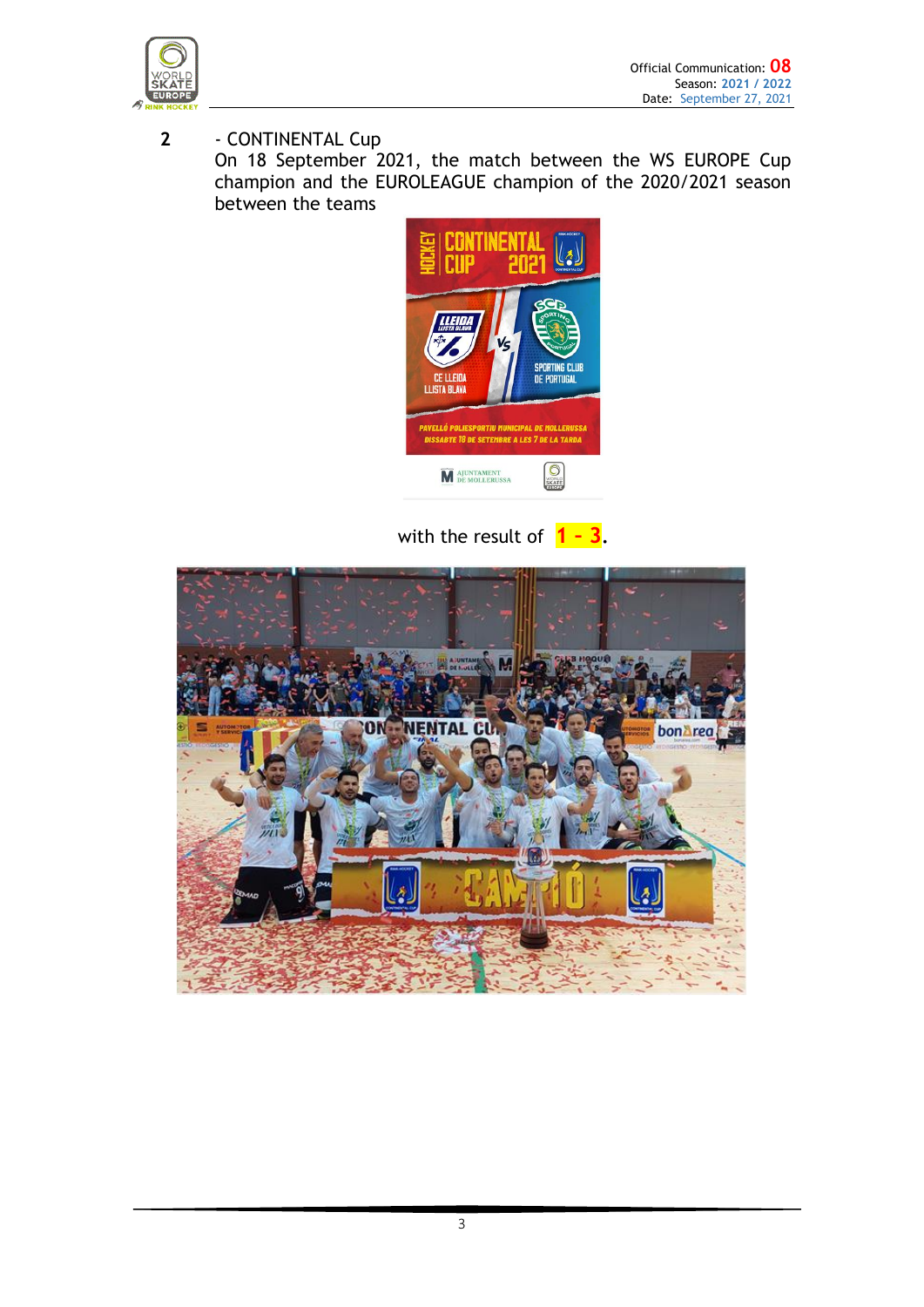2 - CONTINENTAL Cup

On 18 September 2021, the match between the WS EUROPE Cup champion and the EUROLEAGUE champion of the 2020/2021 season between the teams

with the result of **1 - 3**.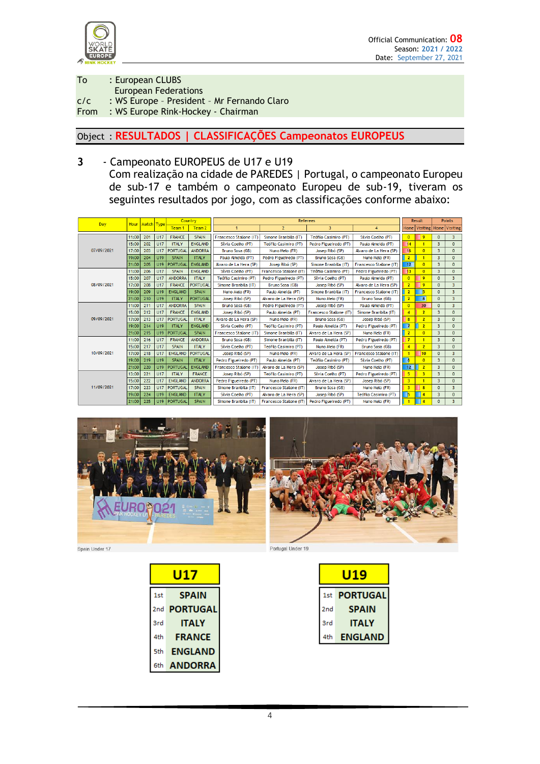Official Communication: **08**
Season: 2021 / 2022
Date: September 27, 2021

| | |
|---|---|
| To | : European CLUBS<br>European Federations |
| c/c | : WS Europe – President – Mr Fernando Claro |
| From | : WS Europe Rink-Hockey - Chairman |

**Object : RESULTADOS | CLASSIFICAÇÕES Campeonatos EUROPEUS**

## 3 - Campeonato EUROPEUS de U17 e U19

Com realização na cidade de PAREDES | Portugal, o campeonato Europeu de sub-17 e também o campeonato Europeu de sub-19, tiveram os seguintes resultados por jogo, com as classificações conforme abaixo:

| Day | Hour | Match | Type | Country | | Referees | | | | Result | | Points | |
|---|---|---|---|---|---|---|---|---|---|---|---|---|---|
| | | | | Team 1 | Team 2 | 1 | 2 | 3 | 4 | Home | Visiting | Home | Visiting |
| 07/09/2021 | 11:00 | 201 | U17 | FRANCE | SPAIN | Francesco Stallone (IT) | Simone Branbilla (IT) | Teófilo Casimiro (PT) | Silvia Coelho (PT) | 0 | 9 | 0 | 3 |
| | 15:00 | 202 | U17 | ITALY | ENGLAND | Silvia Coelho (PT) | Teófilo Casimiro (PT) | Pedro Figueiredo (PT) | Paulo Almeida (PT) | 14 | 1 | 3 | 0 |
| | 17:00 | 203 | U17 | PORTUGAL | ANDORRA | Bruno Sosa (GB) | Nuno Melo (FR) | Josep Ribó (SP) | Alvaro de La Hera (SP) | 16 | 0 | 3 | 0 |
| | 19:00 | 204 | U19 | SPAIN | ITALY | Paulo Almeida (PT) | Pedro Figueiredo (PT) | Bruno Sosa (GB) | Nuno Melo (FR) | 2 | 1 | 3 | 0 |
| | 21:00 | 205 | U19 | PORTUGAL | ENGLAND | Alvaro de La Hera (SP) | Josep Ribó (SP) | Simone Branbilla (IT) | Francesco Stallone (IT) | 12 | 0 | 3 | 0 |
| 08/09/2021 | 11:00 | 206 | U17 | SPAIN | ENGLAND | Silvia Coelho (PT) | Francesco Stallone (IT) | Teófilo Casimiro (PT) | Pedro Figueiredo (PT) | 13 | 0 | 3 | 0 |
| | 15:00 | 207 | U17 | ANDORRA | ITALY | Teófilo Casimiro (PT) | Pedro Figueiredo (PT) | Silvia Coelho (PT) | Paulo Almeida (PT) | 0 | 9 | 0 | 3 |
| | 17:00 | 208 | U17 | FRANCE | PORTUGAL | Simone Branbilla (IT) | Bruno Sosa (GB) | Josep Ribó (SP) | Alvaro de La Hera (SP) | 2 | 9 | 0 | 3 |
| | 19:00 | 209 | U19 | ENGLAND | SPAIN | Nuno Melo (FR) | Paulo Almeida (PT) | Simone Branbilla (IT) | Francesco Stallone (IT) | 2 | 5 | 0 | 3 |
| | 21:00 | 210 | U19 | ITALY | PORTUGAL | Josep Ribó (SP) | Alvaro de La Hera (SP) | Nuno Melo (FR) | Bruno Sosa (GB) | 2 | 8 | 0 | 3 |
| 09/09/2021 | 11:00 | 211 | U17 | ANDORRA | SPAIN | Bruno Sosa (GB) | Pedro Figueiredo (PT) | Josep Ribó (SP) | Paulo Almeida (PT) | 0 | 30 | 0 | 3 |
| | 15:00 | 212 | U17 | FRANCE | ENGLAND | Josep Ribó (SP) | Paulo Almeida (PT) | Francesco Stallone (IT) | Simone Branbilla (IT) | 4 | 2 | 3 | 0 |
| | 17:00 | 213 | U17 | PORTUGAL | ITALY | Alvaro de La Hera (SP) | Nuno Melo (FR) | Bruno Sosa (GB) | Josep Ribó (SP) | 8 | 2 | 3 | 0 |
| | 19:00 | 214 | U19 | ITALY | ENGLAND | Silvia Coelho (PT) | Teófilo Casimiro (PT) | Paulo Almeida (PT) | Pedro Figueiredo (PT) | 7 | 2 | 3 | 0 |
| | 21:00 | 215 | U19 | PORTUGAL | SPAIN | Francesco Stallone (IT) | Simone Branbilla (IT) | Alvaro de La Hera (SP) | Nuno Melo (FR) | 2 | 0 | 3 | 0 |
| 10/09/2021 | 11:00 | 216 | U17 | FRANCE | ANDORRA | Bruno Sosa (GB) | Simone Branbilla (IT) | Paulo Almeida (PT) | Pedro Figueiredo (PT) | 7 | 1 | 3 | 0 |
| | 15:00 | 217 | U17 | SPAIN | ITALY | Silvia Coelho (PT) | Teófilo Casimiro (PT) | Nuno Melo (FR) | Bruno Sosa (GB) | 4 | 2 | 3 | 0 |
| | 17:00 | 218 | U17 | ENGLAND | PORTUGAL | Josep Ribó (SP) | Nuno Melo (FR) | Alvaro de La Hera (SP) | Francesco Stallone (IT) | 1 | 10 | 0 | 3 |
| | 19:00 | 219 | U19 | SPAIN | ITALY | Pedro Figueiredo (PT) | Paulo Almeida (PT) | Teófilo Casimiro (PT) | Silvia Coelho (PT) | 6 | 0 | 3 | 0 |
| | 21:00 | 220 | U19 | PORTUGAL | ENGLAND | Francesco Stallone (IT) | Alvaro de La Hera (SP) | Josep Ribó (SP) | Nuno Melo (FR) | 12 | 2 | 3 | 0 |
| 11/09/2021 | 13:00 | 221 | U17 | ITALY | FRANCE | Josep Ribó (SP) | Teófilo Casimiro (PT) | Silvia Coelho (PT) | Pedro Figueiredo (PT) | 5 | 3 | 3 | 0 |
| | 15:00 | 222 | U17 | ENGLAND | ANDORRA | Pedro Figueiredo (PT) | Nuno Melo (FR) | Alvaro de La Hera (SP) | Josep Ribó (SP) | 3 | 1 | 3 | 0 |
| | 17:00 | 223 | U17 | PORTUGAL | SPAIN | Simone Branbilla (IT) | Francesco Stallone (IT) | Bruno Sosa (GB) | Nuno Melo (FR) | 3 | 8 | 0 | 3 |
| | 19:00 | 224 | U19 | ENGLAND | ITALY | Silvia Coelho (PT) | Alvaro de La Hera (SP) | Josep Ribó (SP) | Teófilo Casimiro (PT) | 5 | 4 | 3 | 0 |
| | 21:00 | 225 | U19 | PORTUGAL | SPAIN | Simone Branbilla (IT) | Francesco Stallone (IT) | Pedro Figueiredo (PT) | Nuno Melo (FR) | 1 | 4 | 0 | 3 |

Spain Under 17

Portugal Under 19

| U17 | |
|---|---|
| 1st | SPAIN |
| 2nd | PORTUGAL |
| 3rd | ITALY |
| 4th | FRANCE |
| 5th | ENGLAND |
| 6th | ANDORRA |

| U19 | |
|---|---|
| 1st | PORTUGAL |
| 2nd | SPAIN |
| 3rd | ITALY |
| 4th | ENGLAND |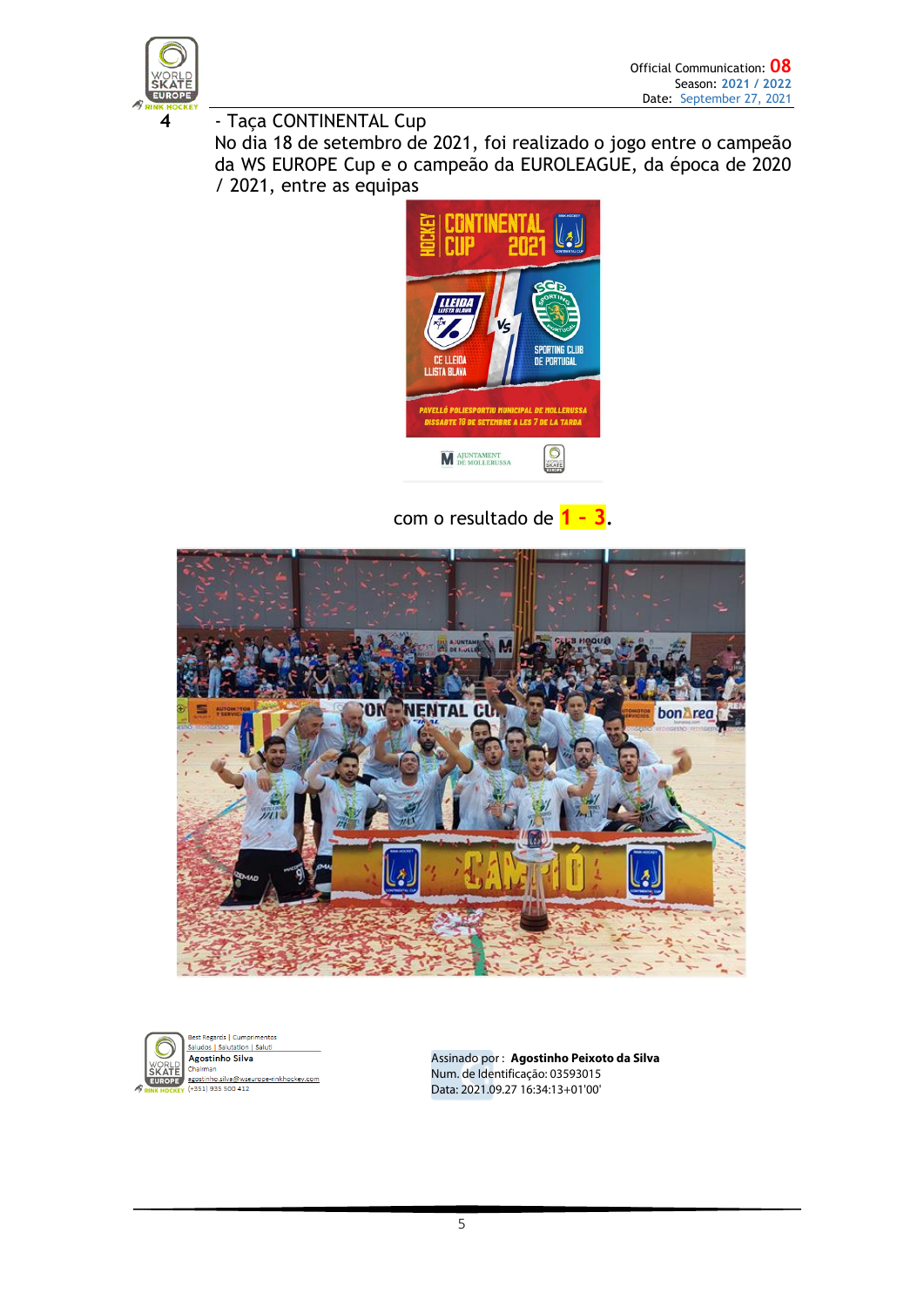4 - Taça CONTINENTAL Cup

No dia 18 de setembro de 2021, foi realizado o jogo entre o campeão da WS EUROPE Cup e o campeão da EUROLEAGUE, da época de 2020 / 2021, entre as equipas

com o resultado de **1 - 3**.

Best Regards | Cumprimentos
Saludos | Salutation | Saluti
**Agostinho Silva**
Chairman
agostinho.silva@wseurope-rinkhockey.com
(+351) 935 500 412

Assinado por : **Agostinho Peixoto da Silva**
Num. de Identificação: 03593015
Data: 2021.09.27 16:34:13+01'00'